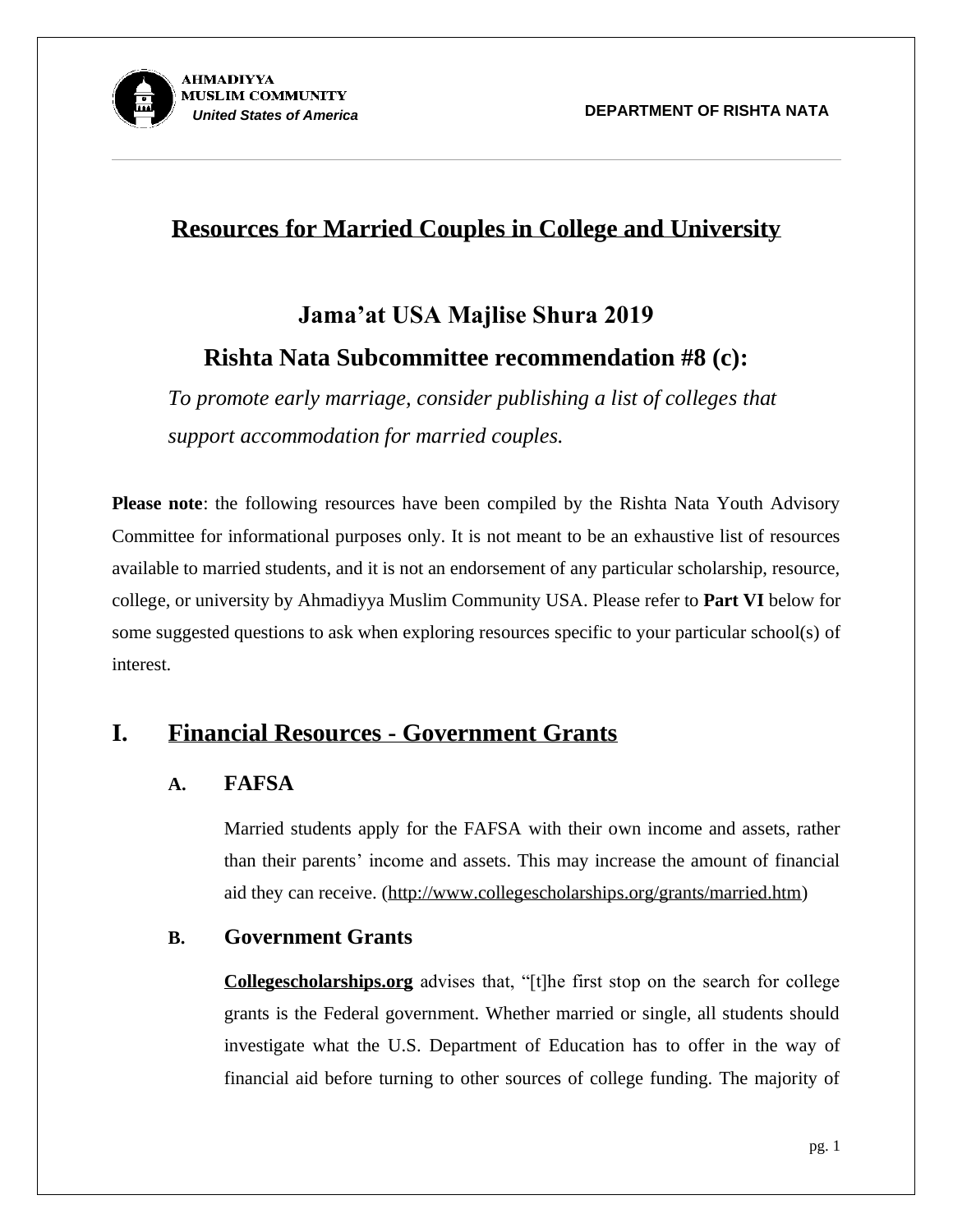AHMADIYYA MUSLIM COMMUNITY
*United States of America*

**DEPARTMENT OF RISHTA NATA**

# Resources for Married Couples in College and University

## Jama'at USA Majlise Shura 2019

## Rishta Nata Subcommittee recommendation #8 (c):

*To promote early marriage, consider publishing a list of colleges that support accommodation for married couples.*

**Please note**: the following resources have been compiled by the Rishta Nata Youth Advisory Committee for informational purposes only. It is not meant to be an exhaustive list of resources available to married students, and it is not an endorsement of any particular scholarship, resource, college, or university by Ahmadiyya Muslim Community USA. Please refer to **Part VI** below for some suggested questions to ask when exploring resources specific to your particular school(s) of interest.

## I. Financial Resources - Government Grants

### A. FAFSA

Married students apply for the FAFSA with their own income and assets, rather than their parents' income and assets. This may increase the amount of financial aid they can receive. (http://www.collegescholarships.org/grants/married.htm)

### B. Government Grants

**Collegescholarships.org** advises that, "[t]he first stop on the search for college grants is the Federal government. Whether married or single, all students should investigate what the U.S. Department of Education has to offer in the way of financial aid before turning to other sources of college funding. The majority of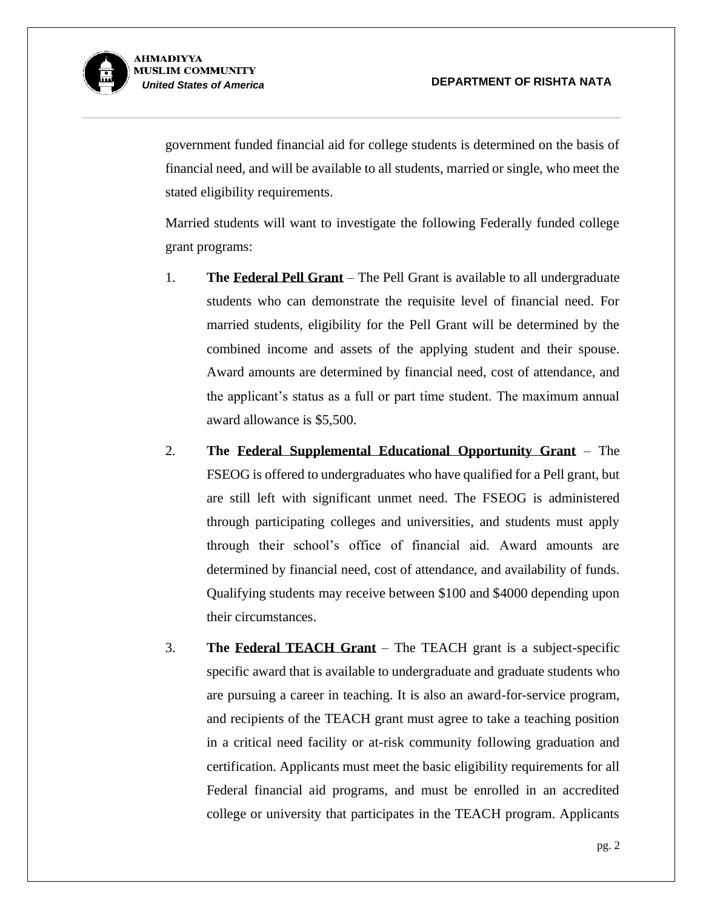government funded financial aid for college students is determined on the basis of financial need, and will be available to all students, married or single, who meet the stated eligibility requirements.

Married students will want to investigate the following Federally funded college grant programs:

1. **The Federal Pell Grant** – The Pell Grant is available to all undergraduate students who can demonstrate the requisite level of financial need. For married students, eligibility for the Pell Grant will be determined by the combined income and assets of the applying student and their spouse. Award amounts are determined by financial need, cost of attendance, and the applicant's status as a full or part time student. The maximum annual award allowance is $5,500.

2. **The Federal Supplemental Educational Opportunity Grant** – The FSEOG is offered to undergraduates who have qualified for a Pell grant, but are still left with significant unmet need. The FSEOG is administered through participating colleges and universities, and students must apply through their school's office of financial aid. Award amounts are determined by financial need, cost of attendance, and availability of funds. Qualifying students may receive between $100 and $4000 depending upon their circumstances.

3. **The Federal TEACH Grant** – The TEACH grant is a subject-specific specific award that is available to undergraduate and graduate students who are pursuing a career in teaching. It is also an award-for-service program, and recipients of the TEACH grant must agree to take a teaching position in a critical need facility or at-risk community following graduation and certification. Applicants must meet the basic eligibility requirements for all Federal financial aid programs, and must be enrolled in an accredited college or university that participates in the TEACH program. Applicants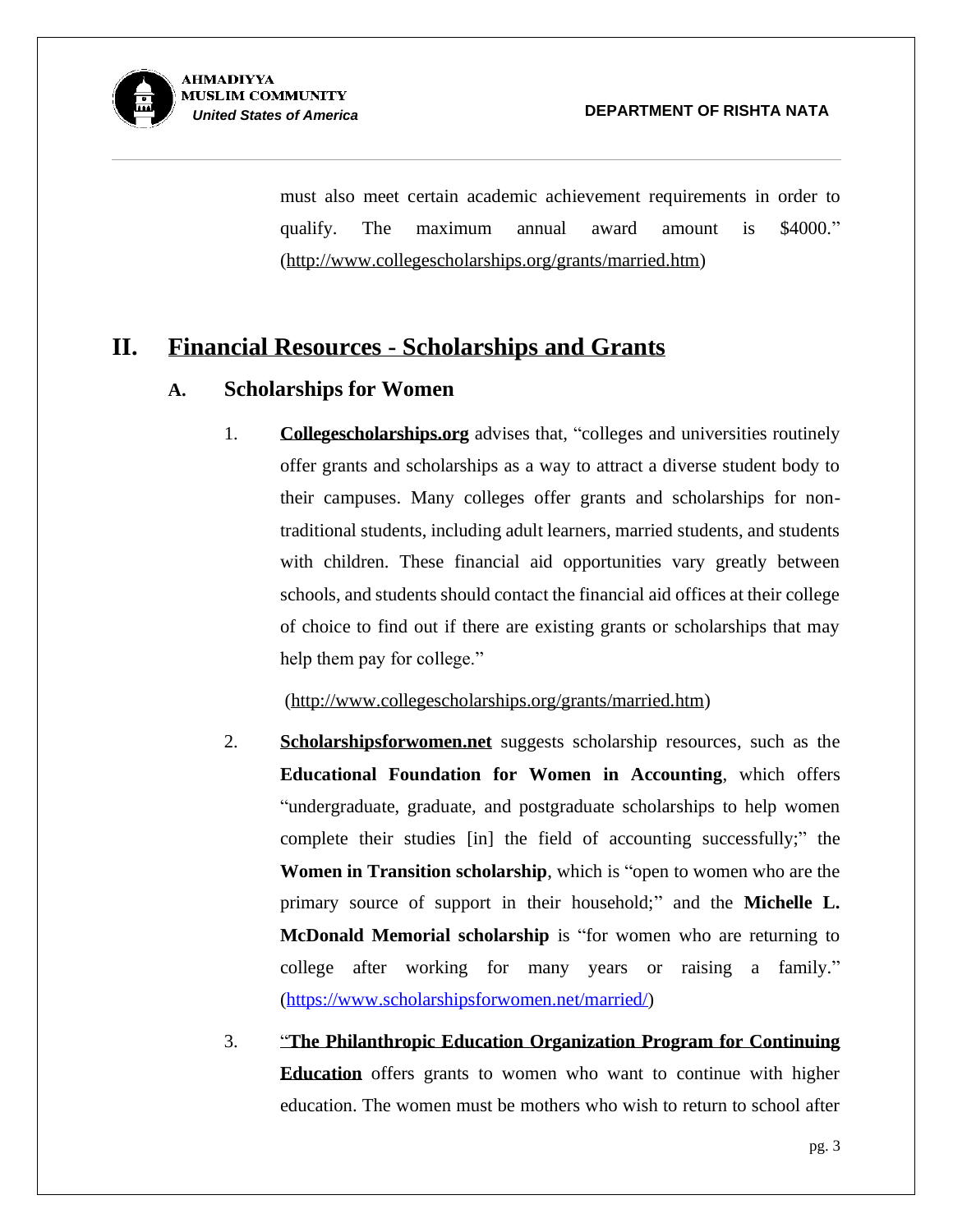must also meet certain academic achievement requirements in order to qualify. The maximum annual award amount is $4000." (http://www.collegescholarships.org/grants/married.htm)

## II. Financial Resources - Scholarships and Grants

### A. Scholarships for Women

1. **Collegescholarships.org** advises that, "colleges and universities routinely offer grants and scholarships as a way to attract a diverse student body to their campuses. Many colleges offer grants and scholarships for non-traditional students, including adult learners, married students, and students with children. These financial aid opportunities vary greatly between schools, and students should contact the financial aid offices at their college of choice to find out if there are existing grants or scholarships that may help them pay for college."

   (http://www.collegescholarships.org/grants/married.htm)

2. **Scholarshipsforwomen.net** suggests scholarship resources, such as the **Educational Foundation for Women in Accounting**, which offers "undergraduate, graduate, and postgraduate scholarships to help women complete their studies [in] the field of accounting successfully;" the **Women in Transition scholarship**, which is "open to women who are the primary source of support in their household;" and the **Michelle L. McDonald Memorial scholarship** is "for women who are returning to college after working for many years or raising a family." (https://www.scholarshipsforwomen.net/married/)

3. "**The Philanthropic Education Organization Program for Continuing Education** offers grants to women who want to continue with higher education. The women must be mothers who wish to return to school after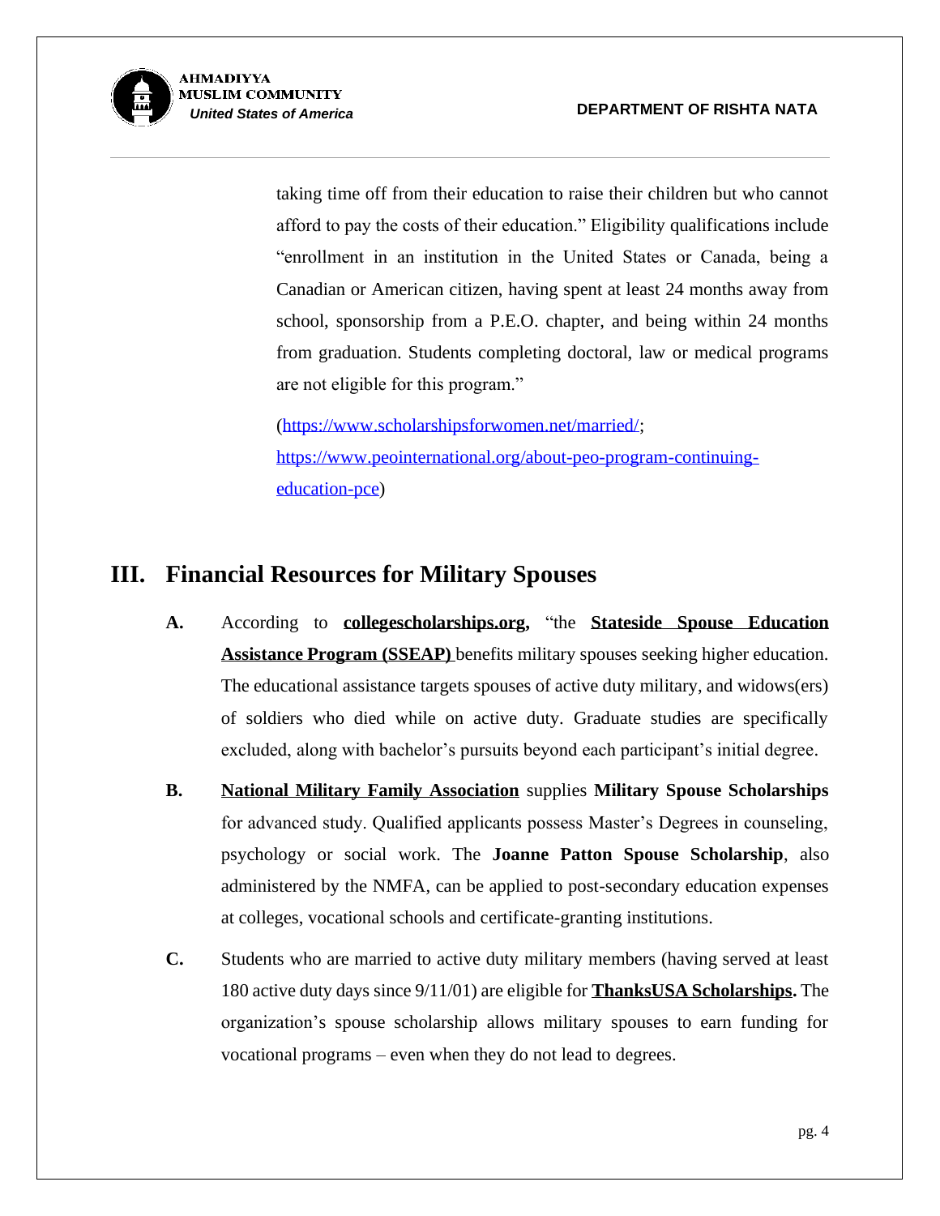taking time off from their education to raise their children but who cannot afford to pay the costs of their education." Eligibility qualifications include "enrollment in an institution in the United States or Canada, being a Canadian or American citizen, having spent at least 24 months away from school, sponsorship from a P.E.O. chapter, and being within 24 months from graduation. Students completing doctoral, law or medical programs are not eligible for this program."

(https://www.scholarshipsforwomen.net/married/; https://www.peointernational.org/about-peo-program-continuing-education-pce)

## III. Financial Resources for Military Spouses

**A.** According to **collegescholarships.org,** "the **Stateside Spouse Education Assistance Program (SSEAP)** benefits military spouses seeking higher education. The educational assistance targets spouses of active duty military, and widows(ers) of soldiers who died while on active duty. Graduate studies are specifically excluded, along with bachelor's pursuits beyond each participant's initial degree.

**B.** **National Military Family Association** supplies **Military Spouse Scholarships** for advanced study. Qualified applicants possess Master's Degrees in counseling, psychology or social work. The **Joanne Patton Spouse Scholarship**, also administered by the NMFA, can be applied to post-secondary education expenses at colleges, vocational schools and certificate-granting institutions.

**C.** Students who are married to active duty military members (having served at least 180 active duty days since 9/11/01) are eligible for **ThanksUSA Scholarships.** The organization's spouse scholarship allows military spouses to earn funding for vocational programs – even when they do not lead to degrees.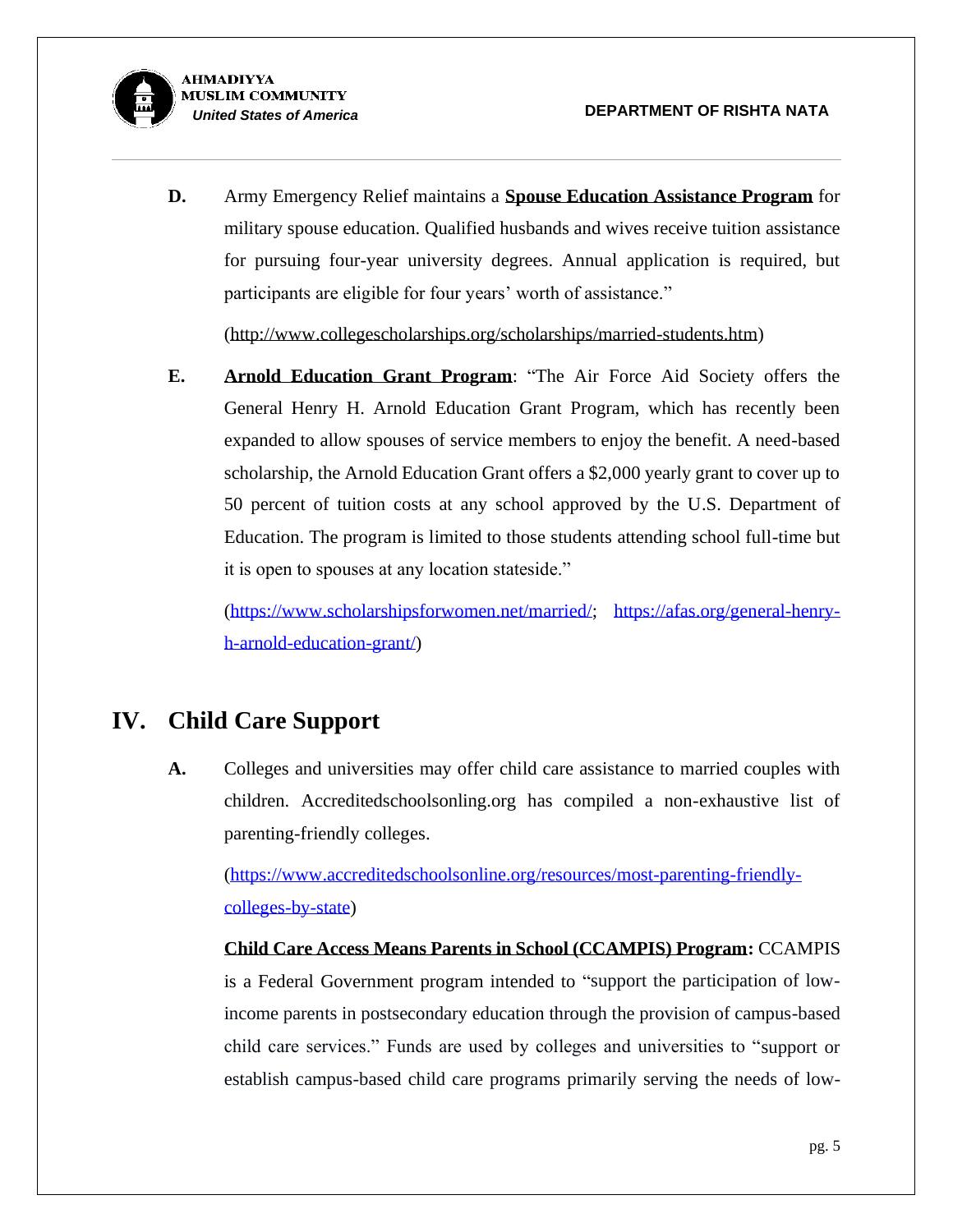**D.** Army Emergency Relief maintains a **Spouse Education Assistance Program** for military spouse education. Qualified husbands and wives receive tuition assistance for pursuing four-year university degrees. Annual application is required, but participants are eligible for four years' worth of assistance."

(http://www.collegescholarships.org/scholarships/married-students.htm)

**E.** **Arnold Education Grant Program**: "The Air Force Aid Society offers the General Henry H. Arnold Education Grant Program, which has recently been expanded to allow spouses of service members to enjoy the benefit. A need-based scholarship, the Arnold Education Grant offers a $2,000 yearly grant to cover up to 50 percent of tuition costs at any school approved by the U.S. Department of Education. The program is limited to those students attending school full-time but it is open to spouses at any location stateside."

(https://www.scholarshipsforwomen.net/married/; https://afas.org/general-henry-h-arnold-education-grant/)

## IV. Child Care Support

**A.** Colleges and universities may offer child care assistance to married couples with children. Accreditedschoolsonling.org has compiled a non-exhaustive list of parenting-friendly colleges.

(https://www.accreditedschoolsonline.org/resources/most-parenting-friendly-colleges-by-state)

**Child Care Access Means Parents in School (CCAMPIS) Program:** CCAMPIS is a Federal Government program intended to "support the participation of low-income parents in postsecondary education through the provision of campus-based child care services." Funds are used by colleges and universities to "support or establish campus-based child care programs primarily serving the needs of low-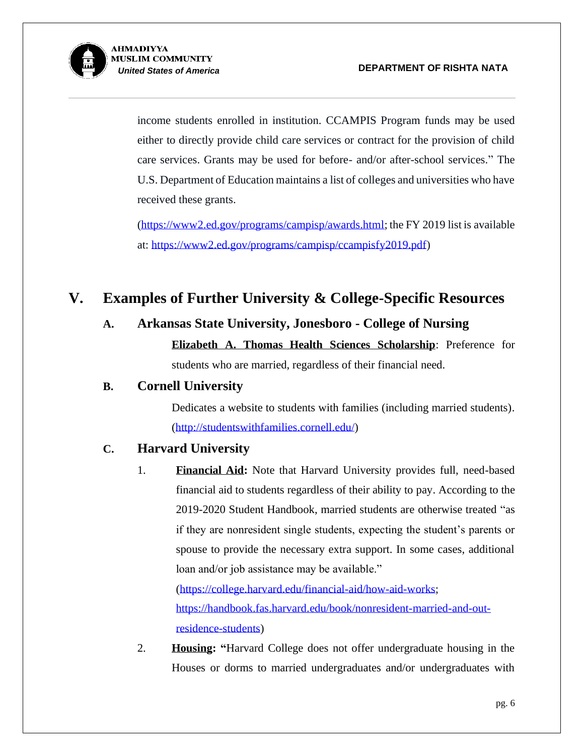income students enrolled in institution. CCAMPIS Program funds may be used either to directly provide child care services or contract for the provision of child care services. Grants may be used for before- and/or after-school services." The U.S. Department of Education maintains a list of colleges and universities who have received these grants.

(https://www2.ed.gov/programs/campisp/awards.html; the FY 2019 list is available at: https://www2.ed.gov/programs/campisp/ccampisfy2019.pdf)

## V. Examples of Further University & College-Specific Resources

### A. Arkansas State University, Jonesboro - College of Nursing

**Elizabeth A. Thomas Health Sciences Scholarship**: Preference for students who are married, regardless of their financial need.

### B. Cornell University

Dedicates a website to students with families (including married students). (http://studentswithfamilies.cornell.edu/)

### C. Harvard University

1. **Financial Aid:** Note that Harvard University provides full, need-based financial aid to students regardless of their ability to pay. According to the 2019-2020 Student Handbook, married students are otherwise treated "as if they are nonresident single students, expecting the student's parents or spouse to provide the necessary extra support. In some cases, additional loan and/or job assistance may be available."
(https://college.harvard.edu/financial-aid/how-aid-works; https://handbook.fas.harvard.edu/book/nonresident-married-and-out-residence-students)

2. **Housing:** "Harvard College does not offer undergraduate housing in the Houses or dorms to married undergraduates and/or undergraduates with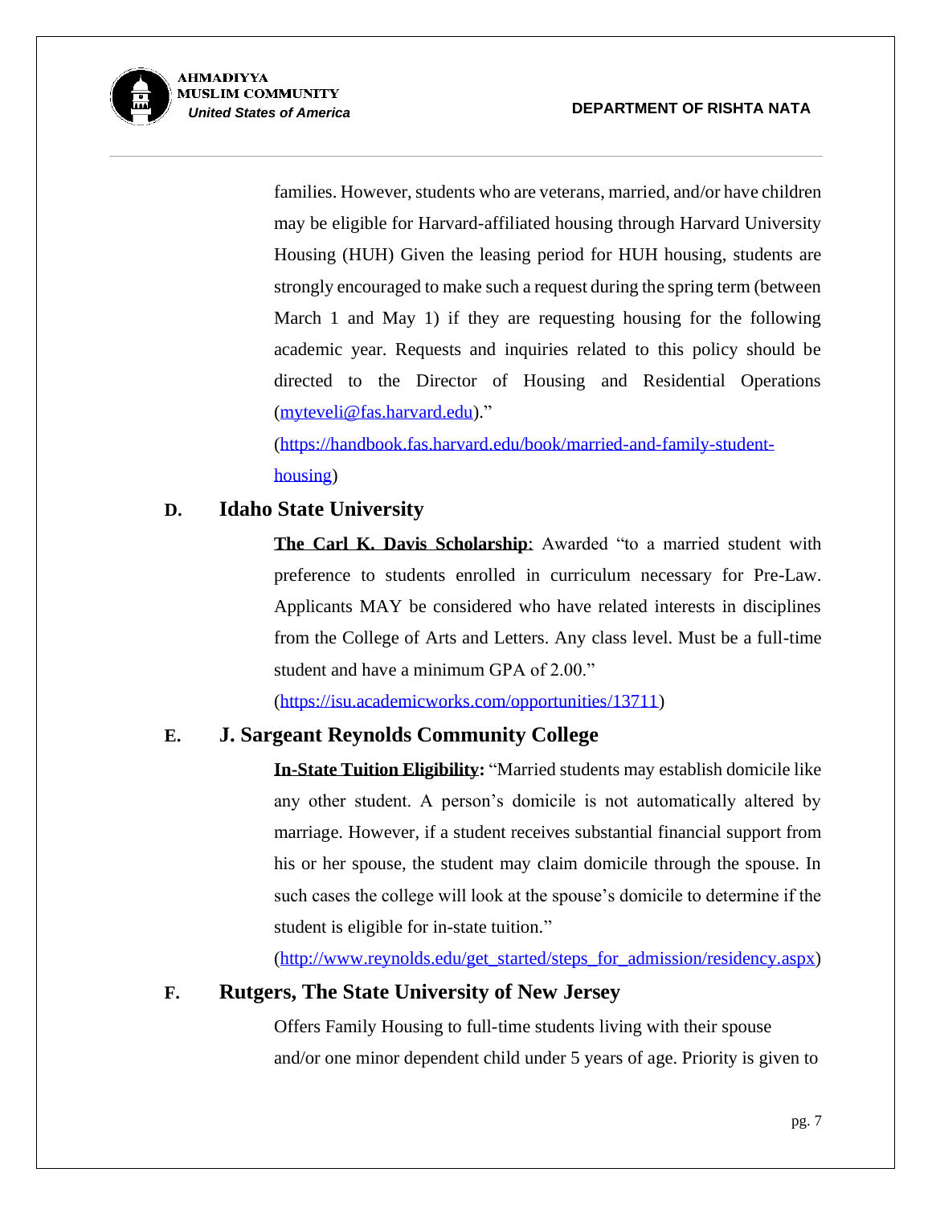families. However, students who are veterans, married, and/or have children may be eligible for Harvard-affiliated housing through Harvard University Housing (HUH) Given the leasing period for HUH housing, students are strongly encouraged to make such a request during the spring term (between March 1 and May 1) if they are requesting housing for the following academic year. Requests and inquiries related to this policy should be directed to the Director of Housing and Residential Operations (myteveli@fas.harvard.edu)."

(https://handbook.fas.harvard.edu/book/married-and-family-student-housing)

### D. Idaho State University

**The Carl K. Davis Scholarship**: Awarded "to a married student with preference to students enrolled in curriculum necessary for Pre-Law. Applicants MAY be considered who have related interests in disciplines from the College of Arts and Letters. Any class level. Must be a full-time student and have a minimum GPA of 2.00."

(https://isu.academicworks.com/opportunities/13711)

### E. J. Sargeant Reynolds Community College

**In-State Tuition Eligibility:** "Married students may establish domicile like any other student. A person's domicile is not automatically altered by marriage. However, if a student receives substantial financial support from his or her spouse, the student may claim domicile through the spouse. In such cases the college will look at the spouse's domicile to determine if the student is eligible for in-state tuition."

(http://www.reynolds.edu/get_started/steps_for_admission/residency.aspx)

### F. Rutgers, The State University of New Jersey

Offers Family Housing to full-time students living with their spouse and/or one minor dependent child under 5 years of age. Priority is given to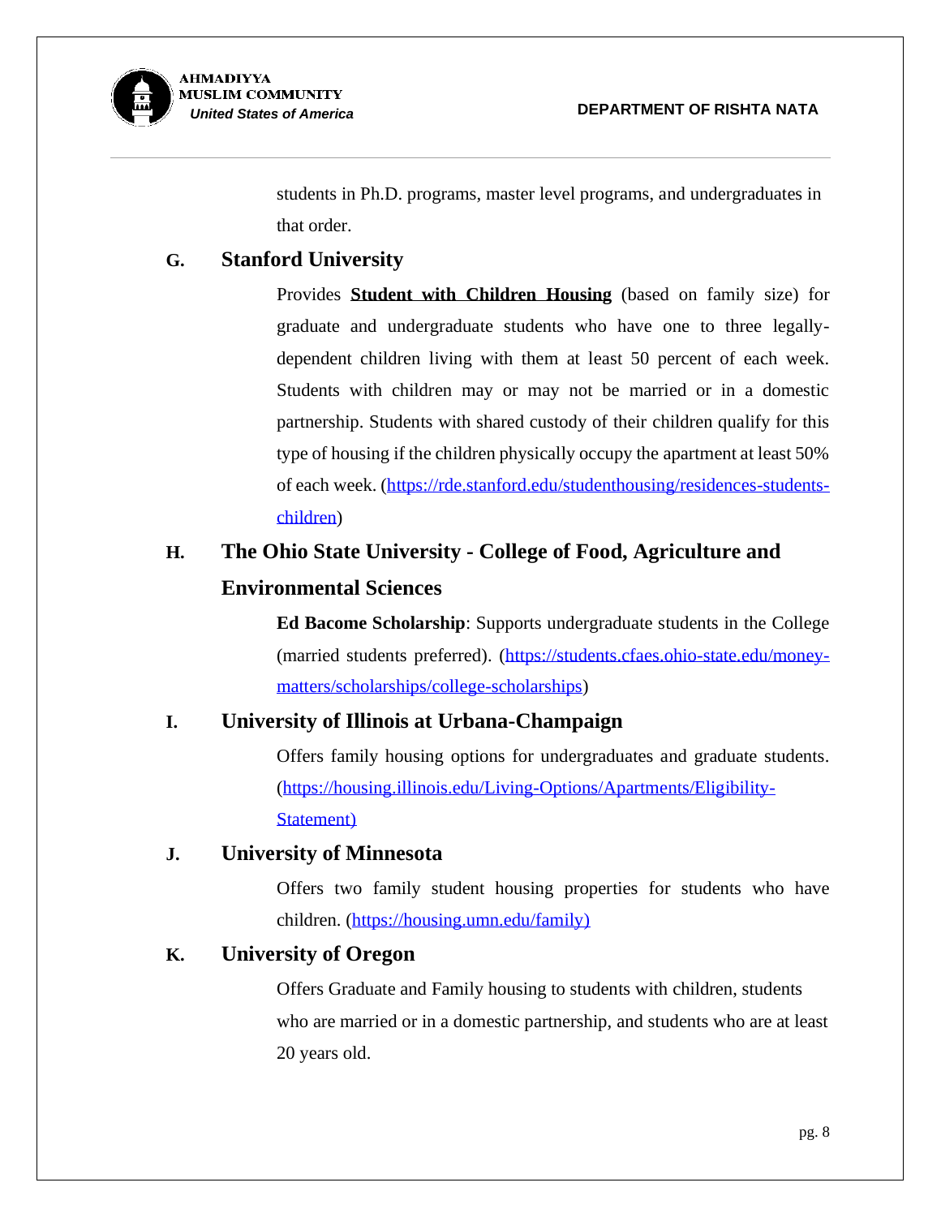students in Ph.D. programs, master level programs, and undergraduates in that order.

### G. Stanford University

Provides **Student with Children Housing** (based on family size) for graduate and undergraduate students who have one to three legally-dependent children living with them at least 50 percent of each week. Students with children may or may not be married or in a domestic partnership. Students with shared custody of their children qualify for this type of housing if the children physically occupy the apartment at least 50% of each week. (https://rde.stanford.edu/studenthousing/residences-students-children)

### H. The Ohio State University - College of Food, Agriculture and Environmental Sciences

**Ed Bacome Scholarship**: Supports undergraduate students in the College (married students preferred). (https://students.cfaes.ohio-state.edu/money-matters/scholarships/college-scholarships)

### I. University of Illinois at Urbana-Champaign

Offers family housing options for undergraduates and graduate students. (https://housing.illinois.edu/Living-Options/Apartments/Eligibility-Statement)

### J. University of Minnesota

Offers two family student housing properties for students who have children. (https://housing.umn.edu/family)

### K. University of Oregon

Offers Graduate and Family housing to students with children, students who are married or in a domestic partnership, and students who are at least 20 years old.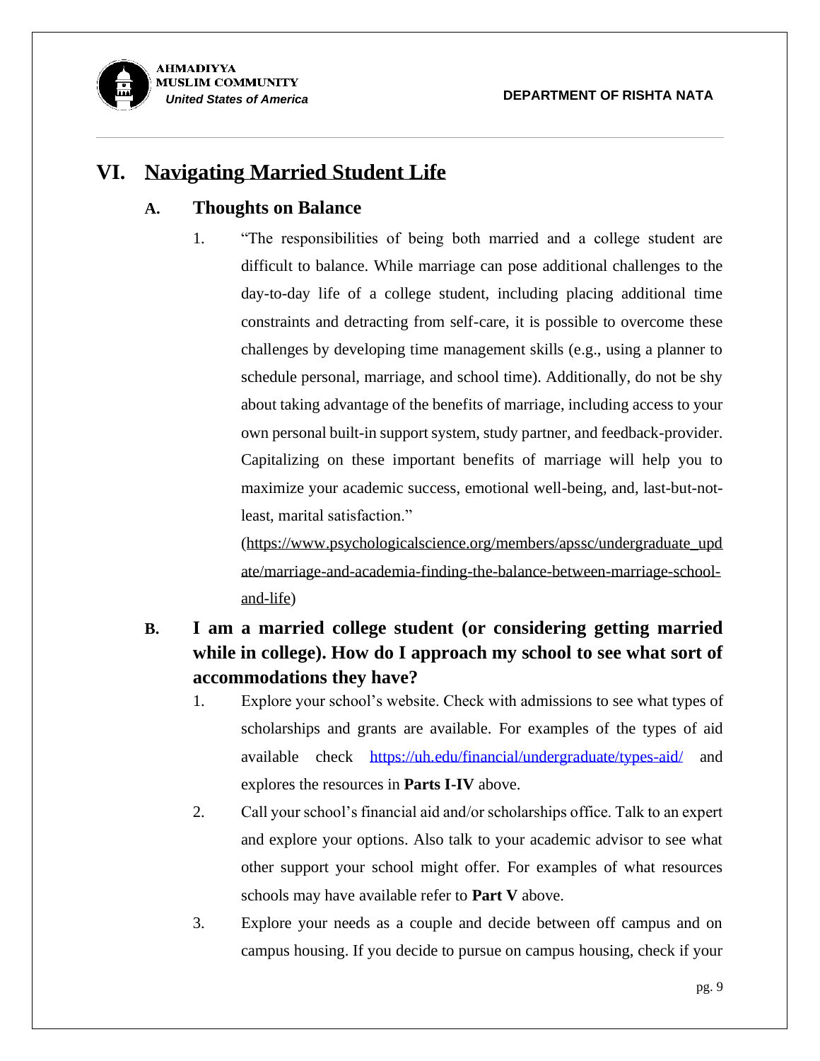## VI. Navigating Married Student Life

### A. Thoughts on Balance

1. "The responsibilities of being both married and a college student are difficult to balance. While marriage can pose additional challenges to the day-to-day life of a college student, including placing additional time constraints and detracting from self-care, it is possible to overcome these challenges by developing time management skills (e.g., using a planner to schedule personal, marriage, and school time). Additionally, do not be shy about taking advantage of the benefits of marriage, including access to your own personal built-in support system, study partner, and feedback-provider. Capitalizing on these important benefits of marriage will help you to maximize your academic success, emotional well-being, and, last-but-not-least, marital satisfaction."

   (https://www.psychologicalscience.org/members/apssc/undergraduate_update/marriage-and-academia-finding-the-balance-between-marriage-school-and-life)

### B. I am a married college student (or considering getting married while in college). How do I approach my school to see what sort of accommodations they have?

1. Explore your school's website. Check with admissions to see what types of scholarships and grants are available. For examples of the types of aid available check https://uh.edu/financial/undergraduate/types-aid/ and explores the resources in **Parts I-IV** above.
2. Call your school's financial aid and/or scholarships office. Talk to an expert and explore your options. Also talk to your academic advisor to see what other support your school might offer. For examples of what resources schools may have available refer to **Part V** above.
3. Explore your needs as a couple and decide between off campus and on campus housing. If you decide to pursue on campus housing, check if your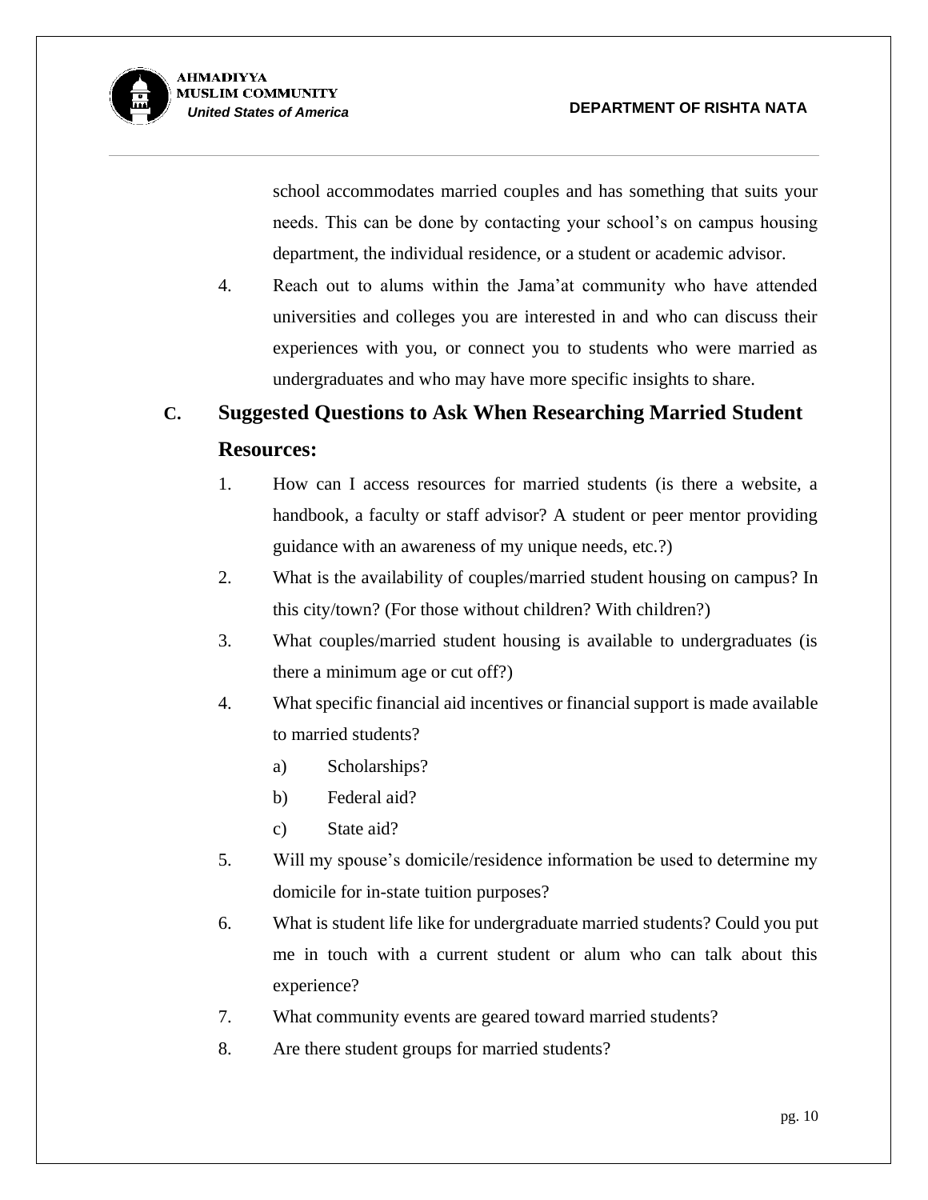school accommodates married couples and has something that suits your needs. This can be done by contacting your school's on campus housing department, the individual residence, or a student or academic advisor.

4. Reach out to alums within the Jama'at community who have attended universities and colleges you are interested in and who can discuss their experiences with you, or connect you to students who were married as undergraduates and who may have more specific insights to share.

## C. Suggested Questions to Ask When Researching Married Student Resources:

1. How can I access resources for married students (is there a website, a handbook, a faculty or staff advisor? A student or peer mentor providing guidance with an awareness of my unique needs, etc.?)
2. What is the availability of couples/married student housing on campus? In this city/town? (For those without children? With children?)
3. What couples/married student housing is available to undergraduates (is there a minimum age or cut off?)
4. What specific financial aid incentives or financial support is made available to married students?
   a) Scholarships?
   b) Federal aid?
   c) State aid?
5. Will my spouse's domicile/residence information be used to determine my domicile for in-state tuition purposes?
6. What is student life like for undergraduate married students? Could you put me in touch with a current student or alum who can talk about this experience?
7. What community events are geared toward married students?
8. Are there student groups for married students?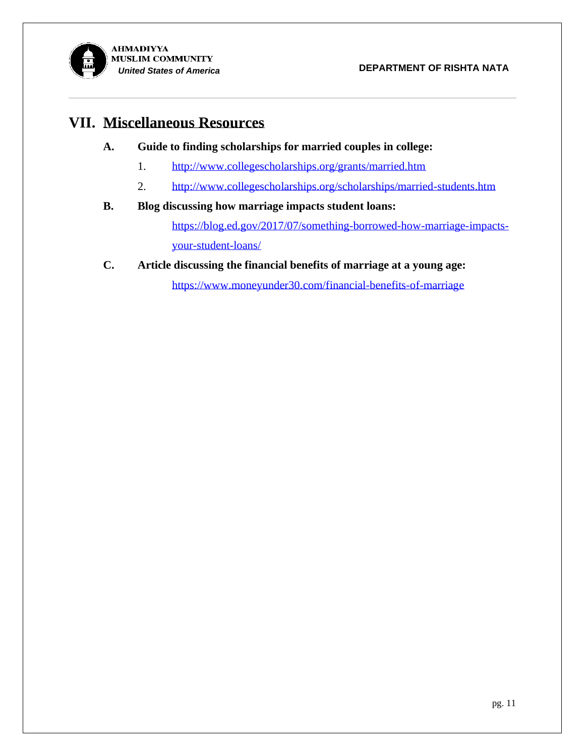## VII. Miscellaneous Resources

**A. Guide to finding scholarships for married couples in college:**

1. http://www.collegescholarships.org/grants/married.htm
2. http://www.collegescholarships.org/scholarships/married-students.htm

**B. Blog discussing how marriage impacts student loans:**

https://blog.ed.gov/2017/07/something-borrowed-how-marriage-impacts-your-student-loans/

**C. Article discussing the financial benefits of marriage at a young age:**

https://www.moneyunder30.com/financial-benefits-of-marriage